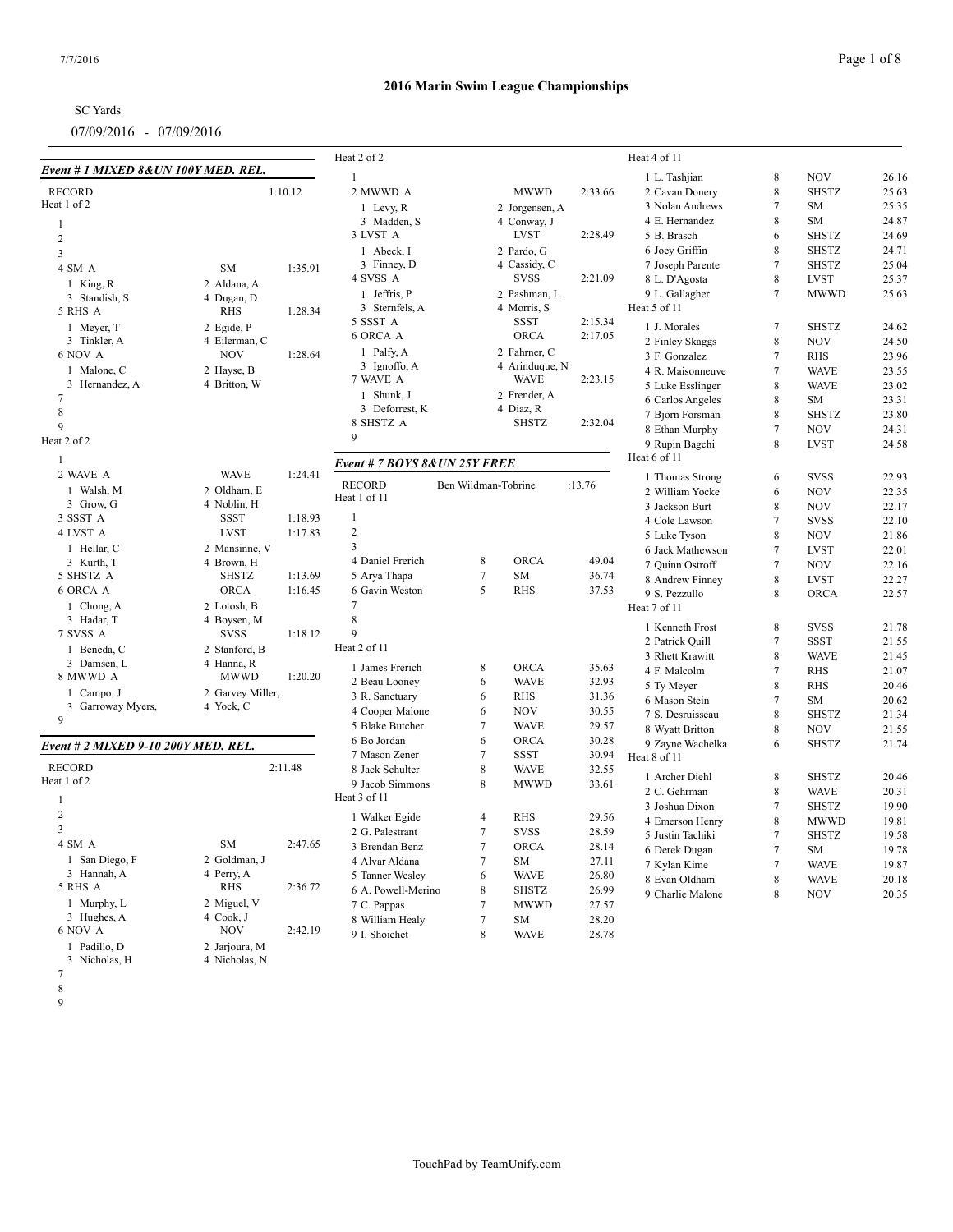## 2016 Marin Swim League Championships

SC Yards

07/09/2016 - 07/09/2016

### Event # 1 MIXED 8&UN 100Y MED. REL.

RECORD 1:10.12

Heat 1 of 2

| Lane | Team | | Time |
|---|---|---|---|
| 1 | | | |
| 2 | | | |
| 3 | | | |
| 4 | SM A | SM | 1:35.91 |
| | 1 King, R | 2 Aldana, A | |
| | 3 Standish, S | 4 Dugan, D | |
| 5 | RHS A | RHS | 1:28.34 |
| | 1 Meyer, T | 2 Egide, P | |
| | 3 Tinkler, A | 4 Eilerman, C | |
| 6 | NOV A | NOV | 1:28.64 |
| | 1 Malone, C | 2 Hayse, B | |
| | 3 Hernandez, A | 4 Britton, W | |
| 7 | | | |
| 8 | | | |
| 9 | | | |

Heat 2 of 2

| Lane | Team | | Time |
|---|---|---|---|
| 1 | | | |
| 2 | WAVE A | WAVE | 1:24.41 |
| | 1 Walsh, M | 2 Oldham, E | |
| | 3 Grow, G | 4 Noblin, H | |
| 3 | SSST A | SSST | 1:18.93 |
| 4 | LVST A | LVST | 1:17.83 |
| | 1 Hellar, C | 2 Mansinne, V | |
| | 3 Kurth, T | 4 Brown, H | |
| 5 | SHSTZ A | SHSTZ | 1:13.69 |
| 6 | ORCA A | ORCA | 1:16.45 |
| | 1 Chong, A | 2 Lotosh, B | |
| | 3 Hadar, T | 4 Boysen, M | |
| 7 | SVSS A | SVSS | 1:18.12 |
| | 1 Beneda, C | 2 Stanford, B | |
| | 3 Damsen, L | 4 Hanna, R | |
| 8 | MWWD A | MWWD | 1:20.20 |
| | 1 Campo, J | 2 Garvey Miller, | |
| | 3 Garroway Myers, | 4 Yock, C | |
| 9 | | | |

### Event # 2 MIXED 9-10 200Y MED. REL.

RECORD 2:11.48

Heat 1 of 2

| Lane | Team | | Time |
|---|---|---|---|
| 1 | | | |
| 2 | | | |
| 3 | | | |
| 4 | SM A | SM | 2:47.65 |
| | 1 San Diego, F | 2 Goldman, J | |
| | 3 Hannah, A | 4 Perry, A | |
| 5 | RHS A | RHS | 2:36.72 |
| | 1 Murphy, L | 2 Miguel, V | |
| | 3 Hughes, A | 4 Cook, J | |
| 6 | NOV A | NOV | 2:42.19 |
| | 1 Padillo, D | 2 Jarjoura, M | |
| | 3 Nicholas, H | 4 Nicholas, N | |
| 7 | | | |
| 8 | | | |
| 9 | | | |

Heat 2 of 2

| Lane | Team | | Time |
|---|---|---|---|
| 1 | | | |
| 2 | MWWD A | MWWD | 2:33.66 |
| | 1 Levy, R | 2 Jorgensen, A | |
| | 3 Madden, S | 4 Conway, J | |
| 3 | LVST A | LVST | 2:28.49 |
| | 1 Abeck, I | 2 Pardo, G | |
| | 3 Finney, D | 4 Cassidy, C | |
| 4 | SVSS A | SVSS | 2:21.09 |
| | 1 Jeffris, P | 2 Pashman, L | |
| | 3 Sternfels, A | 4 Morris, S | |
| 5 | SSST A | SSST | 2:15.34 |
| 6 | ORCA A | ORCA | 2:17.05 |
| | 1 Palfy, A | 2 Fahrner, C | |
| | 3 Ignoffo, A | 4 Arinduque, N | |
| 7 | WAVE A | WAVE | 2:23.15 |
| | 1 Shunk, J | 2 Frender, A | |
| | 3 Deforrest, K | 4 Diaz, R | |
| 8 | SHSTZ A | SHSTZ | 2:32.04 |
| 9 | | | |

### Event # 7 BOYS 8&UN 25Y FREE

RECORD Ben Wildman-Tobrine :13.76

Heat 1 of 11

| Lane | Name | Age | Team | Time |
|---|---|---|---|---|
| 1 | | | | |
| 2 | | | | |
| 3 | | | | |
| 4 | Daniel Frerich | 8 | ORCA | 49.04 |
| 5 | Arya Thapa | 7 | SM | 36.74 |
| 6 | Gavin Weston | 5 | RHS | 37.53 |
| 7 | | | | |
| 8 | | | | |
| 9 | | | | |

Heat 2 of 11

| Lane | Name | Age | Team | Time |
|---|---|---|---|---|
| 1 | James Frerich | 8 | ORCA | 35.63 |
| 2 | Beau Looney | 6 | WAVE | 32.93 |
| 3 | R. Sanctuary | 6 | RHS | 31.36 |
| 4 | Cooper Malone | 6 | NOV | 30.55 |
| 5 | Blake Butcher | 7 | WAVE | 29.57 |
| 6 | Bo Jordan | 6 | ORCA | 30.28 |
| 7 | Mason Zener | 7 | SSST | 30.94 |
| 8 | Jack Schulter | 8 | WAVE | 32.55 |
| 9 | Jacob Simmons | 8 | MWWD | 33.61 |

Heat 3 of 11

| Lane | Name | Age | Team | Time |
|---|---|---|---|---|
| 1 | Walker Egide | 4 | RHS | 29.56 |
| 2 | G. Palestrant | 7 | SVSS | 28.59 |
| 3 | Brendan Benz | 7 | ORCA | 28.14 |
| 4 | Alvar Aldana | 7 | SM | 27.11 |
| 5 | Tanner Wesley | 6 | WAVE | 26.80 |
| 6 | A. Powell-Merino | 8 | SHSTZ | 26.99 |
| 7 | C. Pappas | 7 | MWWD | 27.57 |
| 8 | William Healy | 7 | SM | 28.20 |
| 9 | I. Shoichet | 8 | WAVE | 28.78 |

Heat 4 of 11

| Lane | Name | Age | Team | Time |
|---|---|---|---|---|
| 1 | L. Tashjian | 8 | NOV | 26.16 |
| 2 | Cavan Donery | 8 | SHSTZ | 25.63 |
| 3 | Nolan Andrews | 7 | SM | 25.35 |
| 4 | E. Hernandez | 8 | SM | 24.87 |
| 5 | B. Brasch | 6 | SHSTZ | 24.69 |
| 6 | Joey Griffin | 8 | SHSTZ | 24.71 |
| 7 | Joseph Parente | 7 | SHSTZ | 25.04 |
| 8 | L. D'Agosta | 8 | LVST | 25.37 |
| 9 | L. Gallagher | 7 | MWWD | 25.63 |

Heat 5 of 11

| Lane | Name | Age | Team | Time |
|---|---|---|---|---|
| 1 | J. Morales | 7 | SHSTZ | 24.62 |
| 2 | Finley Skaggs | 8 | NOV | 24.50 |
| 3 | F. Gonzalez | 7 | RHS | 23.96 |
| 4 | R. Maisonneuve | 7 | WAVE | 23.55 |
| 5 | Luke Esslinger | 8 | WAVE | 23.02 |
| 6 | Carlos Angeles | 8 | SM | 23.31 |
| 7 | Bjorn Forsman | 8 | SHSTZ | 23.80 |
| 8 | Ethan Murphy | 7 | NOV | 24.31 |
| 9 | Rupin Bagchi | 8 | LVST | 24.58 |

Heat 6 of 11

| Lane | Name | Age | Team | Time |
|---|---|---|---|---|
| 1 | Thomas Strong | 6 | SVSS | 22.93 |
| 2 | William Yocke | 6 | NOV | 22.35 |
| 3 | Jackson Burt | 8 | NOV | 22.17 |
| 4 | Cole Lawson | 7 | SVSS | 22.10 |
| 5 | Luke Tyson | 8 | NOV | 21.86 |
| 6 | Jack Mathewson | 7 | LVST | 22.01 |
| 7 | Quinn Ostroff | 7 | NOV | 22.16 |
| 8 | Andrew Finney | 8 | LVST | 22.27 |
| 9 | S. Pezzullo | 8 | ORCA | 22.57 |

Heat 7 of 11

| Lane | Name | Age | Team | Time |
|---|---|---|---|---|
| 1 | Kenneth Frost | 8 | SVSS | 21.78 |
| 2 | Patrick Quill | 7 | SSST | 21.55 |
| 3 | Rhett Krawitt | 8 | WAVE | 21.45 |
| 4 | F. Malcolm | 7 | RHS | 21.07 |
| 5 | Ty Meyer | 8 | RHS | 20.46 |
| 6 | Mason Stein | 7 | SM | 20.62 |
| 7 | S. Desruisseau | 8 | SHSTZ | 21.34 |
| 8 | Wyatt Britton | 8 | NOV | 21.55 |
| 9 | Zayne Wachelka | 6 | SHSTZ | 21.74 |

Heat 8 of 11

| Lane | Name | Age | Team | Time |
|---|---|---|---|---|
| 1 | Archer Diehl | 8 | SHSTZ | 20.46 |
| 2 | C. Gehrman | 8 | WAVE | 20.31 |
| 3 | Joshua Dixon | 7 | SHSTZ | 19.90 |
| 4 | Emerson Henry | 8 | MWWD | 19.81 |
| 5 | Justin Tachiki | 7 | SHSTZ | 19.58 |
| 6 | Derek Dugan | 7 | SM | 19.78 |
| 7 | Kylan Kime | 7 | WAVE | 19.87 |
| 8 | Evan Oldham | 8 | WAVE | 20.18 |
| 9 | Charlie Malone | 8 | NOV | 20.35 |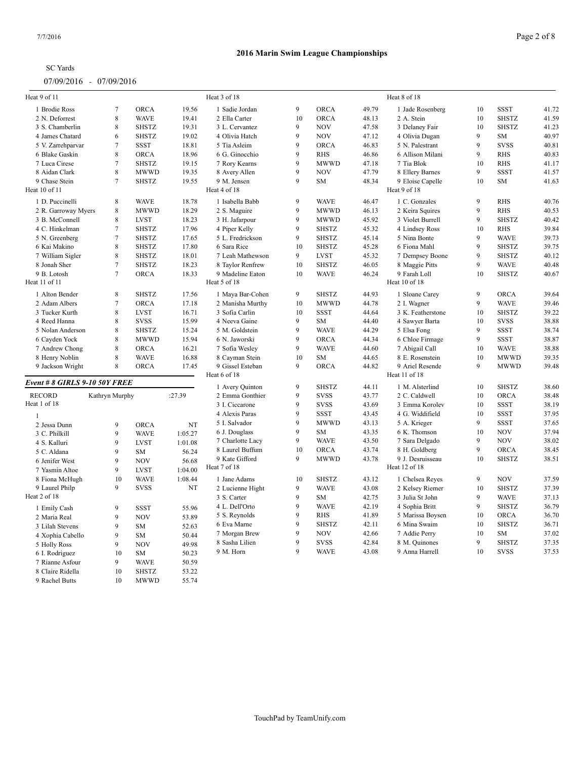## 2016 Marin Swim League Championships

SC Yards

07/09/2016 - 07/09/2016

Heat 9 of 11

| Name | Age | Team | Seed |
|---|---|---|---|
| 1 Brodie Ross | 7 | ORCA | 19.56 |
| 2 N. Deforrest | 8 | WAVE | 19.41 |
| 3 S. Chamberlin | 8 | SHSTZ | 19.31 |
| 4 James Chatard | 6 | SHSTZ | 19.02 |
| 5 V. Zarrehparvar | 7 | SSST | 18.81 |
| 6 Blake Gaskin | 8 | ORCA | 18.96 |
| 7 Luca Cirese | 7 | SHSTZ | 19.15 |
| 8 Aidan Clark | 8 | MWWD | 19.35 |
| 9 Chase Stein | 7 | SHSTZ | 19.55 |

Heat 10 of 11

| Name | Age | Team | Seed |
|---|---|---|---|
| 1 D. Puccinelli | 8 | WAVE | 18.78 |
| 2 R. Garroway Myers | 8 | MWWD | 18.29 |
| 3 B. McConnell | 8 | LVST | 18.23 |
| 4 C. Hinkelman | 7 | SHSTZ | 17.96 |
| 5 N. Greenberg | 7 | SHSTZ | 17.65 |
| 6 Kai Makino | 8 | SHSTZ | 17.80 |
| 7 William Sigler | 8 | SHSTZ | 18.01 |
| 8 Jonah Sher | 7 | SHSTZ | 18.23 |
| 9 B. Lotosh | 7 | ORCA | 18.33 |

Heat 11 of 11

| Name | Age | Team | Seed |
|---|---|---|---|
| 1 Alton Bender | 8 | SHSTZ | 17.56 |
| 2 Adam Albers | 7 | ORCA | 17.18 |
| 3 Tucker Kurth | 8 | LVST | 16.71 |
| 4 Reed Hanna | 8 | SVSS | 15.99 |
| 5 Nolan Anderson | 8 | SHSTZ | 15.24 |
| 6 Cayden Yock | 8 | MWWD | 15.94 |
| 7 Andrew Chong | 8 | ORCA | 16.21 |
| 8 Henry Noblin | 8 | WAVE | 16.88 |
| 9 Jackson Wright | 8 | ORCA | 17.45 |

### *Event # 8 GIRLS 9-10 50Y FREE*

RECORD Kathryn Murphy :27.39

Heat 1 of 18

| Name | Age | Team | Seed |
|---|---|---|---|
| 1 | | | |
| 2 Jessa Dunn | 9 | ORCA | NT |
| 3 C. Philkill | 9 | WAVE | 1:05.27 |
| 4 S. Kalluri | 9 | LVST | 1:01.08 |
| 5 C. Aldana | 9 | SM | 56.24 |
| 6 Jenifer West | 9 | NOV | 56.68 |
| 7 Yasmin Altoe | 9 | LVST | 1:04.00 |
| 8 Fiona McHugh | 10 | WAVE | 1:08.44 |
| 9 Laurel Philp | 9 | SVSS | NT |

Heat 2 of 18

| Name | Age | Team | Seed |
|---|---|---|---|
| 1 Emily Cash | 9 | SSST | 55.96 |
| 2 Maria Real | 9 | NOV | 53.89 |
| 3 Lilah Stevens | 9 | SM | 52.63 |
| 4 Xophia Cabello | 9 | SM | 50.44 |
| 5 Holly Ross | 9 | NOV | 49.98 |
| 6 I. Rodriguez | 10 | SM | 50.23 |
| 7 Rianne Asfour | 9 | WAVE | 50.59 |
| 8 Claire Ridella | 10 | SHSTZ | 53.22 |
| 9 Rachel Butts | 10 | MWWD | 55.74 |

Heat 3 of 18

| Name | Age | Team | Seed |
|---|---|---|---|
| 1 Sadie Jordan | 9 | ORCA | 49.79 |
| 2 Ella Carter | 10 | ORCA | 48.13 |
| 3 L. Cervantez | 9 | NOV | 47.58 |
| 4 Olivia Hatch | 9 | NOV | 47.12 |
| 5 Tia Asleim | 9 | ORCA | 46.83 |
| 6 G. Ginocchio | 9 | RHS | 46.86 |
| 7 Rory Kearns | 9 | MWWD | 47.18 |
| 8 Avery Allen | 9 | NOV | 47.79 |
| 9 M. Jensen | 9 | SM | 48.34 |

Heat 4 of 18

| Name | Age | Team | Seed |
|---|---|---|---|
| 1 Isabella Babb | 9 | WAVE | 46.47 |
| 2 S. Maguire | 9 | MWWD | 46.13 |
| 3 H. Jafarpour | 9 | MWWD | 45.92 |
| 4 Piper Kelly | 9 | SHSTZ | 45.32 |
| 5 L. Fredrickson | 9 | SHSTZ | 45.14 |
| 6 Sara Rice | 10 | SHSTZ | 45.28 |
| 7 Leah Mathewson | 9 | LVST | 45.32 |
| 8 Taylor Renfrew | 10 | SHSTZ | 46.05 |
| 9 Madeline Eaton | 10 | WAVE | 46.24 |

Heat 5 of 18

| Name | Age | Team | Seed |
|---|---|---|---|
| 1 Maya Bar-Cohen | 9 | SHSTZ | 44.93 |
| 2 Manisha Murthy | 10 | MWWD | 44.78 |
| 3 Sofia Carlin | 10 | SSST | 44.64 |
| 4 Neeva Gaine | 9 | SM | 44.40 |
| 5 M. Goldstein | 9 | WAVE | 44.29 |
| 6 N. Jaworski | 9 | ORCA | 44.34 |
| 7 Sofia Wesley | 9 | WAVE | 44.60 |
| 8 Cayman Stein | 10 | SM | 44.65 |
| 9 Gissel Esteban | 9 | ORCA | 44.82 |

Heat 6 of 18

| Name | Age | Team | Seed |
|---|---|---|---|
| 1 Avery Quinton | 9 | SHSTZ | 44.11 |
| 2 Emma Gonthier | 9 | SVSS | 43.77 |
| 3 I. Ciccarone | 9 | SVSS | 43.69 |
| 4 Alexis Paras | 9 | SSST | 43.45 |
| 5 I. Salvador | 9 | MWWD | 43.13 |
| 6 J. Douglass | 9 | SM | 43.35 |
| 7 Charlotte Lacy | 9 | WAVE | 43.50 |
| 8 Laurel Buffum | 10 | ORCA | 43.74 |
| 9 Kate Gifford | 9 | MWWD | 43.78 |

Heat 7 of 18

| Name | Age | Team | Seed |
|---|---|---|---|
| 1 Jane Adams | 10 | SHSTZ | 43.12 |
| 2 Lucienne Hight | 9 | WAVE | 43.08 |
| 3 S. Carter | 9 | SM | 42.75 |
| 4 L. Dell'Orto | 9 | WAVE | 42.19 |
| 5 S. Reynolds | 9 | RHS | 41.89 |
| 6 Eva Marne | 9 | SHSTZ | 42.11 |
| 7 Morgan Brew | 9 | NOV | 42.66 |
| 8 Sasha Lilien | 9 | SVSS | 42.84 |
| 9 M. Horn | 9 | WAVE | 43.08 |

Heat 8 of 18

| Name | Age | Team | Seed |
|---|---|---|---|
| 1 Jade Rosenberg | 10 | SSST | 41.72 |
| 2 A. Stein | 10 | SHSTZ | 41.59 |
| 3 Delaney Fair | 10 | SHSTZ | 41.23 |
| 4 Olivia Dugan | 9 | SM | 40.97 |
| 5 N. Palestrant | 9 | SVSS | 40.81 |
| 6 Allison Milani | 9 | RHS | 40.83 |
| 7 Tia Blok | 10 | RHS | 41.17 |
| 8 Ellery Barnes | 9 | SSST | 41.57 |
| 9 Eloise Capelle | 10 | SM | 41.63 |

Heat 9 of 18

| Name | Age | Team | Seed |
|---|---|---|---|
| 1 C. Gonzales | 9 | RHS | 40.76 |
| 2 Keira Squires | 9 | RHS | 40.53 |
| 3 Violet Burrell | 9 | SHSTZ | 40.42 |
| 4 Lindsey Ross | 10 | RHS | 39.84 |
| 5 Nina Bonte | 9 | WAVE | 39.73 |
| 6 Fiona Mahl | 9 | SHSTZ | 39.75 |
| 7 Dempsey Boone | 9 | SHSTZ | 40.12 |
| 8 Maggie Pitts | 9 | WAVE | 40.48 |
| 9 Farah Loll | 10 | SHSTZ | 40.67 |

Heat 10 of 18

| Name | Age | Team | Seed |
|---|---|---|---|
| 1 Sloane Carey | 9 | ORCA | 39.64 |
| 2 I. Wagner | 9 | WAVE | 39.46 |
| 3 K. Featherstone | 10 | SHSTZ | 39.22 |
| 4 Sawyer Barta | 10 | SVSS | 38.88 |
| 5 Elsa Fong | 9 | SSST | 38.74 |
| 6 Chloe Firmage | 9 | SSST | 38.87 |
| 7 Abigail Call | 10 | WAVE | 38.88 |
| 8 E. Rosenstein | 10 | MWWD | 39.35 |
| 9 Ariel Resende | 9 | MWWD | 39.48 |

Heat 11 of 18

| Name | Age | Team | Seed |
|---|---|---|---|
| 1 M. Alsterlind | 10 | SHSTZ | 38.60 |
| 2 C. Caldwell | 10 | ORCA | 38.48 |
| 3 Emma Korolev | 10 | SSST | 38.19 |
| 4 G. Widdifield | 10 | SSST | 37.95 |
| 5 A. Krieger | 9 | SSST | 37.65 |
| 6 K. Thomson | 10 | NOV | 37.94 |
| 7 Sara Delgado | 9 | NOV | 38.02 |
| 8 H. Goldberg | 9 | ORCA | 38.45 |
| 9 J. Desruisseau | 10 | SHSTZ | 38.51 |

Heat 12 of 18

| Name | Age | Team | Seed |
|---|---|---|---|
| 1 Chelsea Reyes | 9 | NOV | 37.59 |
| 2 Kelsey Riemer | 10 | SHSTZ | 37.39 |
| 3 Julia St John | 9 | WAVE | 37.13 |
| 4 Sophia Britt | 9 | SHSTZ | 36.79 |
| 5 Marissa Boysen | 10 | ORCA | 36.70 |
| 6 Mina Swaim | 10 | SHSTZ | 36.71 |
| 7 Addie Perry | 10 | SM | 37.02 |
| 8 M. Quinones | 9 | SHSTZ | 37.35 |
| 9 Anna Harrell | 10 | SVSS | 37.53 |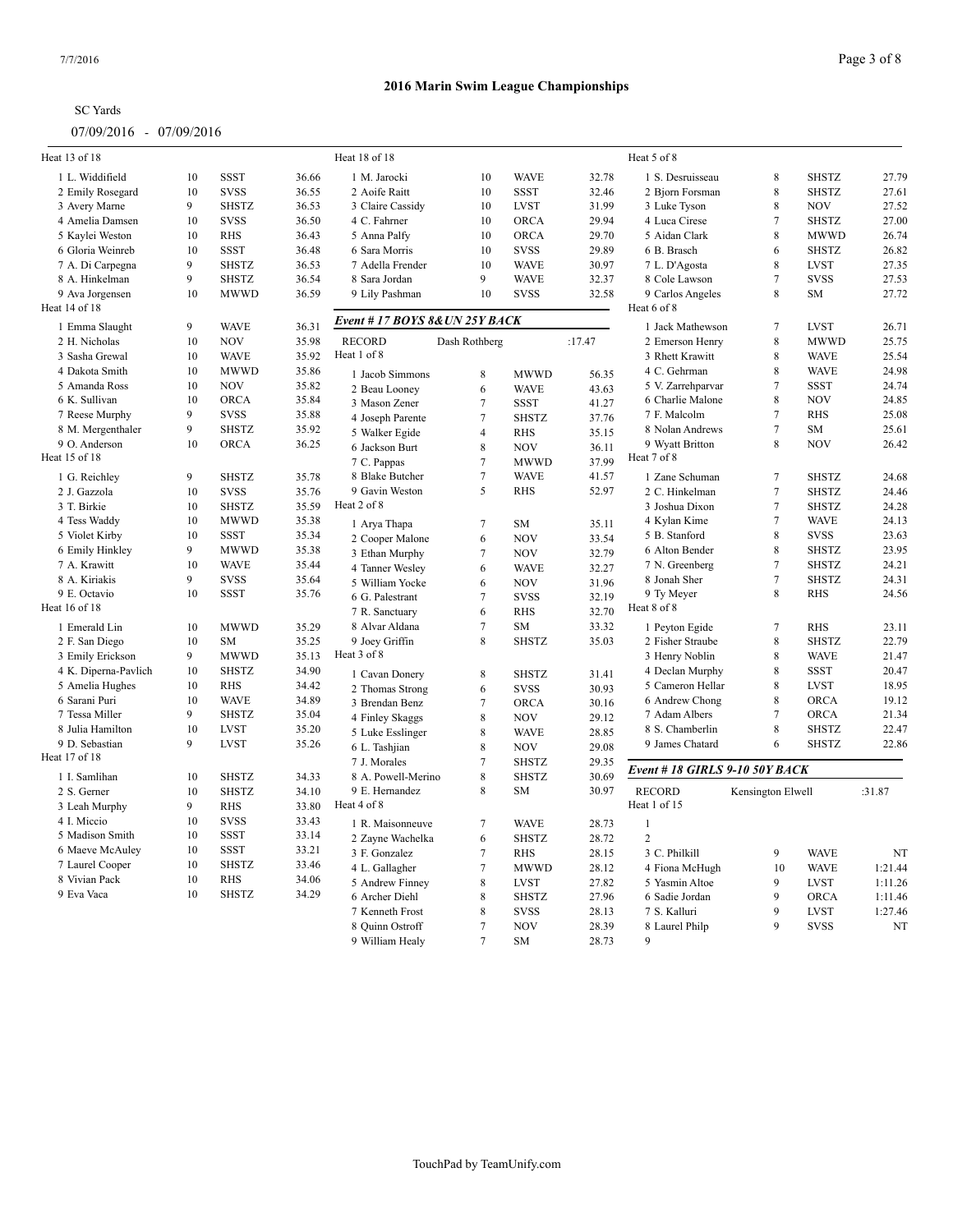## 2016 Marin Swim League Championships

SC Yards

07/09/2016 - 07/09/2016

Heat 13 of 18

| | | | |
|---|---|---|---|
| 1 L. Widdifield | 10 | SSST | 36.66 |
| 2 Emily Rosegard | 10 | SVSS | 36.55 |
| 3 Avery Marne | 9 | SHSTZ | 36.53 |
| 4 Amelia Damsen | 10 | SVSS | 36.50 |
| 5 Kaylei Weston | 10 | RHS | 36.43 |
| 6 Gloria Weinreb | 10 | SSST | 36.48 |
| 7 A. Di Carpegna | 9 | SHSTZ | 36.53 |
| 8 A. Hinkelman | 9 | SHSTZ | 36.54 |
| 9 Ava Jorgensen | 10 | MWWD | 36.59 |

Heat 14 of 18

| | | | |
|---|---|---|---|
| 1 Emma Slaught | 9 | WAVE | 36.31 |
| 2 H. Nicholas | 10 | NOV | 35.98 |
| 3 Sasha Grewal | 10 | WAVE | 35.92 |
| 4 Dakota Smith | 10 | MWWD | 35.86 |
| 5 Amanda Ross | 10 | NOV | 35.82 |
| 6 K. Sullivan | 10 | ORCA | 35.84 |
| 7 Reese Murphy | 9 | SVSS | 35.88 |
| 8 M. Mergenthaler | 9 | SHSTZ | 35.92 |
| 9 O. Anderson | 10 | ORCA | 36.25 |

Heat 15 of 18

| | | | |
|---|---|---|---|
| 1 G. Reichley | 9 | SHSTZ | 35.78 |
| 2 J. Gazzola | 10 | SVSS | 35.76 |
| 3 T. Birkie | 10 | SHSTZ | 35.59 |
| 4 Tess Waddy | 10 | MWWD | 35.38 |
| 5 Violet Kirby | 10 | SSST | 35.34 |
| 6 Emily Hinkley | 9 | MWWD | 35.38 |
| 7 A. Krawitt | 10 | WAVE | 35.44 |
| 8 A. Kiriakis | 9 | SVSS | 35.64 |
| 9 E. Octavio | 10 | SSST | 35.76 |

Heat 16 of 18

| | | | |
|---|---|---|---|
| 1 Emerald Lin | 10 | MWWD | 35.29 |
| 2 F. San Diego | 10 | SM | 35.25 |
| 3 Emily Erickson | 9 | MWWD | 35.13 |
| 4 K. Diperna-Pavlich | 10 | SHSTZ | 34.90 |
| 5 Amelia Hughes | 10 | RHS | 34.42 |
| 6 Sarani Puri | 10 | WAVE | 34.89 |
| 7 Tessa Miller | 9 | SHSTZ | 35.04 |
| 8 Julia Hamilton | 10 | LVST | 35.20 |
| 9 D. Sebastian | 9 | LVST | 35.26 |

Heat 17 of 18

| | | | |
|---|---|---|---|
| 1 I. Samlihan | 10 | SHSTZ | 34.33 |
| 2 S. Gerner | 10 | SHSTZ | 34.10 |
| 3 Leah Murphy | 9 | RHS | 33.80 |
| 4 I. Miccio | 10 | SVSS | 33.43 |
| 5 Madison Smith | 10 | SSST | 33.14 |
| 6 Maeve McAuley | 10 | SSST | 33.21 |
| 7 Laurel Cooper | 10 | SHSTZ | 33.46 |
| 8 Vivian Pack | 10 | RHS | 34.06 |
| 9 Eva Vaca | 10 | SHSTZ | 34.29 |

Heat 18 of 18

| | | | |
|---|---|---|---|
| 1 M. Jarocki | 10 | WAVE | 32.78 |
| 2 Aoife Raitt | 10 | SSST | 32.46 |
| 3 Claire Cassidy | 10 | LVST | 31.99 |
| 4 C. Fahrner | 10 | ORCA | 29.94 |
| 5 Anna Palfy | 10 | ORCA | 29.70 |
| 6 Sara Morris | 10 | SVSS | 29.89 |
| 7 Adella Frender | 10 | WAVE | 30.97 |
| 8 Sara Jordan | 9 | WAVE | 32.37 |
| 9 Lily Pashman | 10 | SVSS | 32.58 |

### *Event # 17 BOYS 8&UN 25Y BACK*

RECORD Dash Rothberg :17.47

Heat 1 of 8

| | | | |
|---|---|---|---|
| 1 Jacob Simmons | 8 | MWWD | 56.35 |
| 2 Beau Looney | 6 | WAVE | 43.63 |
| 3 Mason Zener | 7 | SSST | 41.27 |
| 4 Joseph Parente | 7 | SHSTZ | 37.76 |
| 5 Walker Egide | 4 | RHS | 35.15 |
| 6 Jackson Burt | 8 | NOV | 36.11 |
| 7 C. Pappas | 7 | MWWD | 37.99 |
| 8 Blake Butcher | 7 | WAVE | 41.57 |
| 9 Gavin Weston | 5 | RHS | 52.97 |

Heat 2 of 8

| | | | |
|---|---|---|---|
| 1 Arya Thapa | 7 | SM | 35.11 |
| 2 Cooper Malone | 6 | NOV | 33.54 |
| 3 Ethan Murphy | 7 | NOV | 32.79 |
| 4 Tanner Wesley | 6 | WAVE | 32.27 |
| 5 William Yocke | 6 | NOV | 31.96 |
| 6 G. Palestrant | 7 | SVSS | 32.19 |
| 7 R. Sanctuary | 6 | RHS | 32.70 |
| 8 Alvar Aldana | 7 | SM | 33.32 |
| 9 Joey Griffin | 8 | SHSTZ | 35.03 |

Heat 3 of 8

| | | | |
|---|---|---|---|
| 1 Cavan Donery | 8 | SHSTZ | 31.41 |
| 2 Thomas Strong | 6 | SVSS | 30.93 |
| 3 Brendan Benz | 7 | ORCA | 30.16 |
| 4 Finley Skaggs | 8 | NOV | 29.12 |
| 5 Luke Esslinger | 8 | WAVE | 28.85 |
| 6 L. Tashjian | 8 | NOV | 29.08 |
| 7 J. Morales | 7 | SHSTZ | 29.35 |
| 8 A. Powell-Merino | 8 | SHSTZ | 30.69 |
| 9 E. Hernandez | 8 | SM | 30.97 |

Heat 4 of 8

| | | | |
|---|---|---|---|
| 1 R. Maisonneuve | 7 | WAVE | 28.73 |
| 2 Zayne Wachelka | 6 | SHSTZ | 28.72 |
| 3 F. Gonzalez | 7 | RHS | 28.15 |
| 4 L. Gallagher | 7 | MWWD | 28.12 |
| 5 Andrew Finney | 8 | LVST | 27.82 |
| 6 Archer Diehl | 8 | SHSTZ | 27.96 |
| 7 Kenneth Frost | 8 | SVSS | 28.13 |
| 8 Quinn Ostroff | 7 | NOV | 28.39 |
| 9 William Healy | 7 | SM | 28.73 |

Heat 5 of 8

| | | | |
|---|---|---|---|
| 1 S. Desruisseau | 8 | SHSTZ | 27.79 |
| 2 Bjorn Forsman | 8 | SHSTZ | 27.61 |
| 3 Luke Tyson | 8 | NOV | 27.52 |
| 4 Luca Cirese | 7 | SHSTZ | 27.00 |
| 5 Aidan Clark | 8 | MWWD | 26.74 |
| 6 B. Brasch | 6 | SHSTZ | 26.82 |
| 7 L. D'Agosta | 8 | LVST | 27.35 |
| 8 Cole Lawson | 7 | SVSS | 27.53 |
| 9 Carlos Angeles | 8 | SM | 27.72 |

Heat 6 of 8

| | | | |
|---|---|---|---|
| 1 Jack Mathewson | 7 | LVST | 26.71 |
| 2 Emerson Henry | 8 | MWWD | 25.75 |
| 3 Rhett Krawitt | 8 | WAVE | 25.54 |
| 4 C. Gehrman | 8 | WAVE | 24.98 |
| 5 V. Zarrehparvar | 7 | SSST | 24.74 |
| 6 Charlie Malone | 8 | NOV | 24.85 |
| 7 F. Malcolm | 7 | RHS | 25.08 |
| 8 Nolan Andrews | 7 | SM | 25.61 |
| 9 Wyatt Britton | 8 | NOV | 26.42 |

Heat 7 of 8

| | | | |
|---|---|---|---|
| 1 Zane Schuman | 7 | SHSTZ | 24.68 |
| 2 C. Hinkelman | 7 | SHSTZ | 24.46 |
| 3 Joshua Dixon | 7 | SHSTZ | 24.28 |
| 4 Kylan Kime | 7 | WAVE | 24.13 |
| 5 B. Stanford | 8 | SVSS | 23.63 |
| 6 Alton Bender | 8 | SHSTZ | 23.95 |
| 7 N. Greenberg | 7 | SHSTZ | 24.21 |
| 8 Jonah Sher | 7 | SHSTZ | 24.31 |
| 9 Ty Meyer | 8 | RHS | 24.56 |

Heat 8 of 8

| | | | |
|---|---|---|---|
| 1 Peyton Egide | 7 | RHS | 23.11 |
| 2 Fisher Straube | 8 | SHSTZ | 22.79 |
| 3 Henry Noblin | 8 | WAVE | 21.47 |
| 4 Declan Murphy | 8 | SSST | 20.47 |
| 5 Cameron Hellar | 8 | LVST | 18.95 |
| 6 Andrew Chong | 8 | ORCA | 19.12 |
| 7 Adam Albers | 7 | ORCA | 21.34 |
| 8 S. Chamberlin | 8 | SHSTZ | 22.47 |
| 9 James Chatard | 6 | SHSTZ | 22.86 |

### *Event # 18 GIRLS 9-10 50Y BACK*

RECORD Kensington Elwell :31.87

Heat 1 of 15

| | | | |
|---|---|---|---|
| 1 | | | |
| 2 | | | |
| 3 C. Philkill | 9 | WAVE | NT |
| 4 Fiona McHugh | 10 | WAVE | 1:21.44 |
| 5 Yasmin Altoe | 9 | LVST | 1:11.26 |
| 6 Sadie Jordan | 9 | ORCA | 1:11.46 |
| 7 S. Kalluri | 9 | LVST | 1:27.46 |
| 8 Laurel Philp | 9 | SVSS | NT |
| 9 | | | |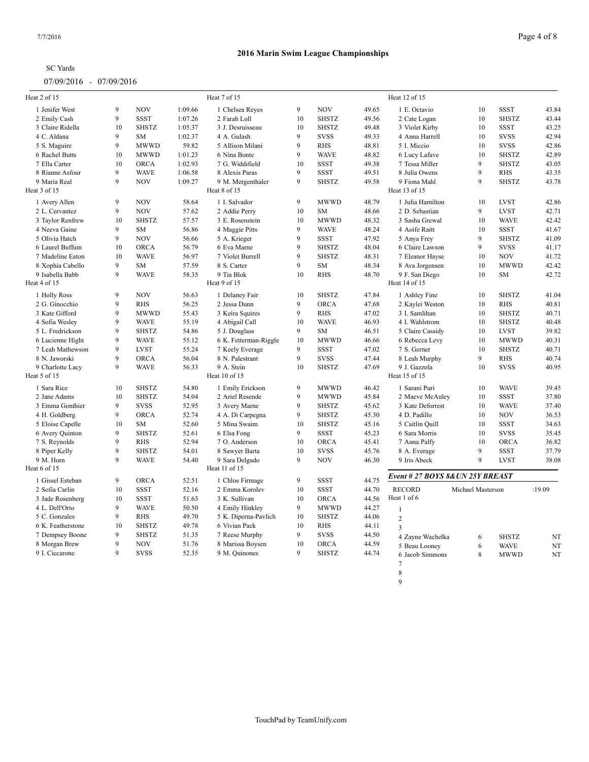# 2016 Marin Swim League Championships

SC Yards

07/09/2016 - 07/09/2016

### Heat 2 of 15

| Name | Age | Team | Time |
|---|---|---|---|
| 1 Jenifer West | 9 | NOV | 1:09.66 |
| 2 Emily Cash | 9 | SSST | 1:07.26 |
| 3 Claire Ridella | 10 | SHSTZ | 1:05.37 |
| 4 C. Aldana | 9 | SM | 1:02.37 |
| 5 S. Maguire | 9 | MWWD | 59.82 |
| 6 Rachel Butts | 10 | MWWD | 1:01.23 |
| 7 Ella Carter | 10 | ORCA | 1:02.93 |
| 8 Rianne Asfour | 9 | WAVE | 1:06.58 |
| 9 Maria Real | 9 | NOV | 1:09.27 |

### Heat 3 of 15

| Name | Age | Team | Time |
|---|---|---|---|
| 1 Avery Allen | 9 | NOV | 58.64 |
| 2 L. Cervantez | 9 | NOV | 57.62 |
| 3 Taylor Renfrew | 10 | SHSTZ | 57.57 |
| 4 Neeva Gaine | 9 | SM | 56.86 |
| 5 Olivia Hatch | 9 | NOV | 56.66 |
| 6 Laurel Buffum | 10 | ORCA | 56.79 |
| 7 Madeline Eaton | 10 | WAVE | 56.97 |
| 8 Xophia Cabello | 9 | SM | 57.59 |
| 9 Isabella Babb | 9 | WAVE | 58.35 |

### Heat 4 of 15

| Name | Age | Team | Time |
|---|---|---|---|
| 1 Holly Ross | 9 | NOV | 56.63 |
| 2 G. Ginocchio | 9 | RHS | 56.25 |
| 3 Kate Gifford | 9 | MWWD | 55.43 |
| 4 Sofia Wesley | 9 | WAVE | 55.19 |
| 5 L. Fredrickson | 9 | SHSTZ | 54.86 |
| 6 Lucienne Hight | 9 | WAVE | 55.12 |
| 7 Leah Mathewson | 9 | LVST | 55.24 |
| 8 N. Jaworski | 9 | ORCA | 56.04 |
| 9 Charlotte Lacy | 9 | WAVE | 56.33 |

### Heat 5 of 15

| Name | Age | Team | Time |
|---|---|---|---|
| 1 Sara Rice | 10 | SHSTZ | 54.80 |
| 2 Jane Adams | 10 | SHSTZ | 54.04 |
| 3 Emma Gonthier | 9 | SVSS | 52.95 |
| 4 H. Goldberg | 9 | ORCA | 52.74 |
| 5 Eloise Capelle | 10 | SM | 52.60 |
| 6 Avery Quinton | 9 | SHSTZ | 52.61 |
| 7 S. Reynolds | 9 | RHS | 52.94 |
| 8 Piper Kelly | 9 | SHSTZ | 54.01 |
| 9 M. Horn | 9 | WAVE | 54.40 |

### Heat 6 of 15

| Name | Age | Team | Time |
|---|---|---|---|
| 1 Gissel Esteban | 9 | ORCA | 52.51 |
| 2 Sofia Carlin | 10 | SSST | 52.16 |
| 3 Jade Rosenberg | 10 | SSST | 51.63 |
| 4 L. Dell'Orto | 9 | WAVE | 50.50 |
| 5 C. Gonzales | 9 | RHS | 49.70 |
| 6 K. Featherstone | 10 | SHSTZ | 49.78 |
| 7 Dempsey Boone | 9 | SHSTZ | 51.35 |
| 8 Morgan Brew | 9 | NOV | 51.76 |
| 9 I. Ciccarone | 9 | SVSS | 52.35 |

### Heat 7 of 15

| Name | Age | Team | Time |
|---|---|---|---|
| 1 Chelsea Reyes | 9 | NOV | 49.65 |
| 2 Farah Loll | 10 | SHSTZ | 49.56 |
| 3 J. Desruisseau | 10 | SHSTZ | 49.48 |
| 4 A. Gulash | 9 | SVSS | 49.33 |
| 5 Allison Milani | 9 | RHS | 48.81 |
| 6 Nina Bonte | 9 | WAVE | 48.82 |
| 7 G. Widdifield | 10 | SSST | 49.38 |
| 8 Alexis Paras | 9 | SSST | 49.51 |
| 9 M. Mergenthaler | 9 | SHSTZ | 49.58 |

### Heat 8 of 15

| Name | Age | Team | Time |
|---|---|---|---|
| 1 I. Salvador | 9 | MWWD | 48.79 |
| 2 Addie Perry | 10 | SM | 48.66 |
| 3 E. Rosenstein | 10 | MWWD | 48.32 |
| 4 Maggie Pitts | 9 | WAVE | 48.24 |
| 5 A. Krieger | 9 | SSST | 47.92 |
| 6 Eva Marne | 9 | SHSTZ | 48.04 |
| 7 Violet Burrell | 9 | SHSTZ | 48.31 |
| 8 S. Carter | 9 | SM | 48.34 |
| 9 Tia Blok | 10 | RHS | 48.70 |

### Heat 9 of 15

| Name | Age | Team | Time |
|---|---|---|---|
| 1 Delaney Fair | 10 | SHSTZ | 47.84 |
| 2 Jessa Dunn | 9 | ORCA | 47.68 |
| 3 Keira Squires | 9 | RHS | 47.02 |
| 4 Abigail Call | 10 | WAVE | 46.93 |
| 5 J. Douglass | 9 | SM | 46.51 |
| 6 K. Fetterman-Riggle | 10 | MWWD | 46.66 |
| 7 Keely Everage | 9 | SSST | 47.02 |
| 8 N. Palestrant | 9 | SVSS | 47.44 |
| 9 A. Stein | 10 | SHSTZ | 47.69 |

### Heat 10 of 15

| Name | Age | Team | Time |
|---|---|---|---|
| 1 Emily Erickson | 9 | MWWD | 46.42 |
| 2 Ariel Resende | 9 | MWWD | 45.84 |
| 3 Avery Marne | 9 | SHSTZ | 45.62 |
| 4 A. Di Carpegna | 9 | SHSTZ | 45.30 |
| 5 Mina Swaim | 10 | SHSTZ | 45.16 |
| 6 Elsa Fong | 9 | SSST | 45.23 |
| 7 O. Anderson | 10 | ORCA | 45.41 |
| 8 Sawyer Barta | 10 | SVSS | 45.76 |
| 9 Sara Delgado | 9 | NOV | 46.30 |

### Heat 11 of 15

| Name | Age | Team | Time |
|---|---|---|---|
| 1 Chloe Firmage | 9 | SSST | 44.75 |
| 2 Emma Korolev | 10 | SSST | 44.70 |
| 3 K. Sullivan | 10 | ORCA | 44.56 |
| 4 Emily Hinkley | 9 | MWWD | 44.27 |
| 5 K. Diperna-Pavlich | 10 | SHSTZ | 44.06 |
| 6 Vivian Pack | 10 | RHS | 44.11 |
| 7 Reese Murphy | 9 | SVSS | 44.50 |
| 8 Marissa Boysen | 10 | ORCA | 44.59 |
| 9 M. Quinones | 9 | SHSTZ | 44.74 |

### Heat 12 of 15

| Name | Age | Team | Time |
|---|---|---|---|
| 1 E. Octavio | 10 | SSST | 43.84 |
| 2 Cate Logan | 10 | SHSTZ | 43.44 |
| 3 Violet Kirby | 10 | SSST | 43.25 |
| 4 Anna Harrell | 10 | SVSS | 42.94 |
| 5 I. Miccio | 10 | SVSS | 42.86 |
| 6 Lucy Lafave | 10 | SHSTZ | 42.89 |
| 7 Tessa Miller | 9 | SHSTZ | 43.05 |
| 8 Julia Owens | 9 | RHS | 43.35 |
| 9 Fiona Mahl | 9 | SHSTZ | 43.78 |

### Heat 13 of 15

| Name | Age | Team | Time |
|---|---|---|---|
| 1 Julia Hamilton | 10 | LVST | 42.86 |
| 2 D. Sebastian | 9 | LVST | 42.71 |
| 3 Sasha Grewal | 10 | WAVE | 42.42 |
| 4 Aoife Raitt | 10 | SSST | 41.67 |
| 5 Anya Frey | 9 | SHSTZ | 41.09 |
| 6 Claire Lawson | 9 | SVSS | 41.17 |
| 7 Eleanor Hayse | 10 | NOV | 41.72 |
| 8 Ava Jorgensen | 10 | MWWD | 42.42 |
| 9 F. San Diego | 10 | SM | 42.72 |

### Heat 14 of 15

| Name | Age | Team | Time |
|---|---|---|---|
| 1 Ashley Fine | 10 | SHSTZ | 41.04 |
| 2 Kaylei Weston | 10 | RHS | 40.81 |
| 3 I. Samlihan | 10 | SHSTZ | 40.71 |
| 4 I. Wahlstrom | 10 | SHSTZ | 40.48 |
| 5 Claire Cassidy | 10 | LVST | 39.82 |
| 6 Rebecca Levy | 10 | MWWD | 40.31 |
| 7 S. Gerner | 10 | SHSTZ | 40.71 |
| 8 Leah Murphy | 9 | RHS | 40.74 |
| 9 J. Gazzola | 10 | SVSS | 40.95 |

### Heat 15 of 15

| Name | Age | Team | Time |
|---|---|---|---|
| 1 Sarani Puri | 10 | WAVE | 39.45 |
| 2 Maeve McAuley | 10 | SSST | 37.80 |
| 3 Kate Deforrest | 10 | WAVE | 37.40 |
| 4 D. Padillo | 10 | NOV | 36.53 |
| 5 Caitlin Quill | 10 | SSST | 34.63 |
| 6 Sara Morris | 10 | SVSS | 35.45 |
| 7 Anna Palfy | 10 | ORCA | 36.82 |
| 8 A. Everage | 9 | SSST | 37.79 |
| 9 Iris Abeck | 9 | LVST | 38.08 |

## *Event # 27 BOYS 8&UN 25Y BREAST*

RECORD Michael Masterson :19.09

### Heat 1 of 6

| Name | Age | Team | Time |
|---|---|---|---|
| 1 | | | |
| 2 | | | |
| 3 | | | |
| 4 Zayne Wachelka | 6 | SHSTZ | NT |
| 5 Beau Looney | 6 | WAVE | NT |
| 6 Jacob Simmons | 8 | MWWD | NT |
| 7 | | | |
| 8 | | | |
| 9 | | | |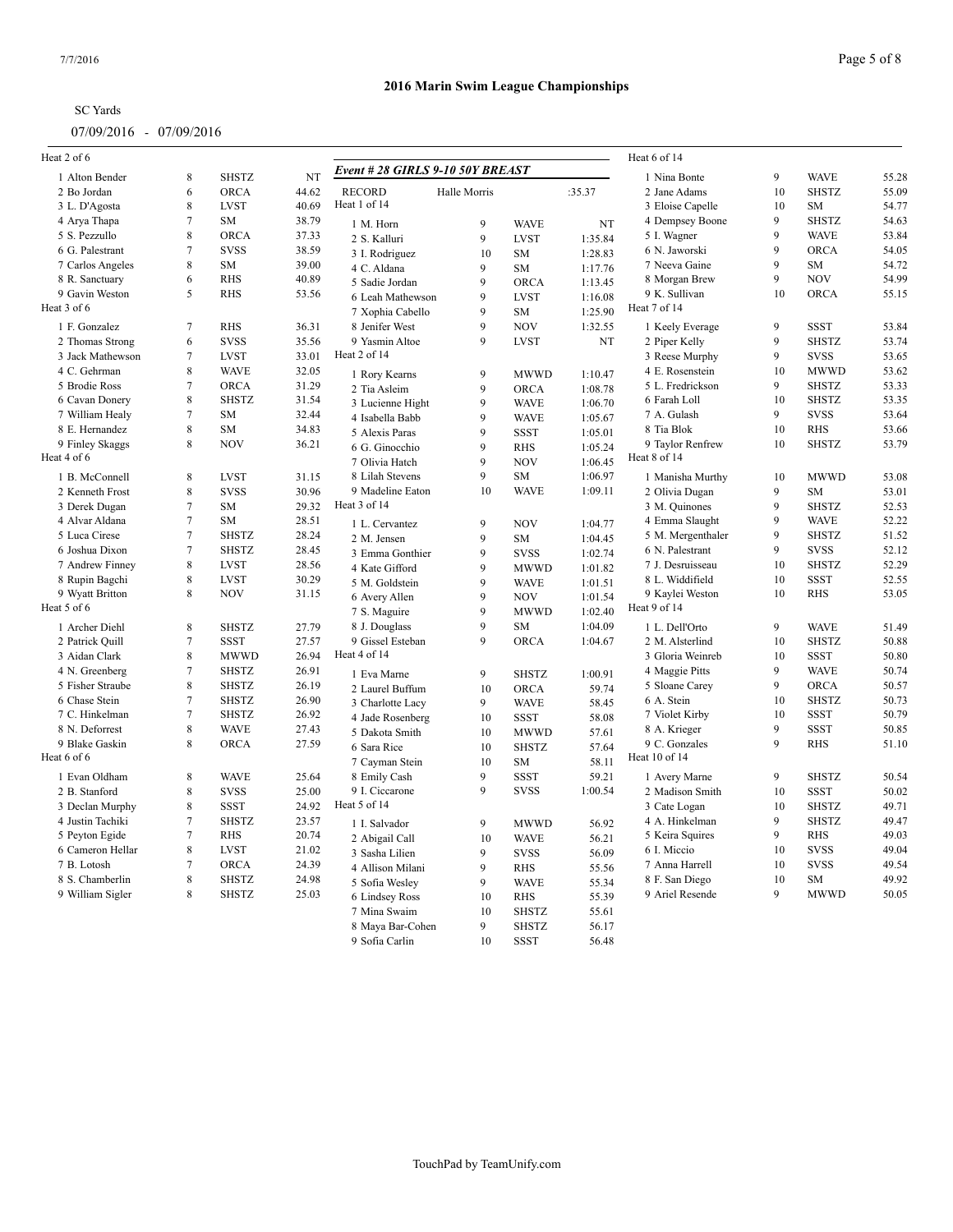# 2016 Marin Swim League Championships

SC Yards

07/09/2016 - 07/09/2016

Heat 2 of 6

| Name | Age | Team | Seed |
|---|---|---|---|
| 1 Alton Bender | 8 | SHSTZ | NT |
| 2 Bo Jordan | 6 | ORCA | 44.62 |
| 3 L. D'Agosta | 8 | LVST | 40.69 |
| 4 Arya Thapa | 7 | SM | 38.79 |
| 5 S. Pezzullo | 8 | ORCA | 37.33 |
| 6 G. Palestrant | 7 | SVSS | 38.59 |
| 7 Carlos Angeles | 8 | SM | 39.00 |
| 8 R. Sanctuary | 6 | RHS | 40.89 |
| 9 Gavin Weston | 5 | RHS | 53.56 |

Heat 3 of 6

| Name | Age | Team | Seed |
|---|---|---|---|
| 1 F. Gonzalez | 7 | RHS | 36.31 |
| 2 Thomas Strong | 6 | SVSS | 35.56 |
| 3 Jack Mathewson | 7 | LVST | 33.01 |
| 4 C. Gehrman | 8 | WAVE | 32.05 |
| 5 Brodie Ross | 7 | ORCA | 31.29 |
| 6 Cavan Donery | 8 | SHSTZ | 31.54 |
| 7 William Healy | 7 | SM | 32.44 |
| 8 E. Hernandez | 8 | SM | 34.83 |
| 9 Finley Skaggs | 8 | NOV | 36.21 |

Heat 4 of 6

| Name | Age | Team | Seed |
|---|---|---|---|
| 1 B. McConnell | 8 | LVST | 31.15 |
| 2 Kenneth Frost | 8 | SVSS | 30.96 |
| 3 Derek Dugan | 7 | SM | 29.32 |
| 4 Alvar Aldana | 7 | SM | 28.51 |
| 5 Luca Cirese | 7 | SHSTZ | 28.24 |
| 6 Joshua Dixon | 7 | SHSTZ | 28.45 |
| 7 Andrew Finney | 8 | LVST | 28.56 |
| 8 Rupin Bagchi | 8 | LVST | 30.29 |
| 9 Wyatt Britton | 8 | NOV | 31.15 |

Heat 5 of 6

| Name | Age | Team | Seed |
|---|---|---|---|
| 1 Archer Diehl | 8 | SHSTZ | 27.79 |
| 2 Patrick Quill | 7 | SSST | 27.57 |
| 3 Aidan Clark | 8 | MWWD | 26.94 |
| 4 N. Greenberg | 7 | SHSTZ | 26.91 |
| 5 Fisher Straube | 8 | SHSTZ | 26.19 |
| 6 Chase Stein | 7 | SHSTZ | 26.90 |
| 7 C. Hinkelman | 7 | SHSTZ | 26.92 |
| 8 N. Deforrest | 8 | WAVE | 27.43 |
| 9 Blake Gaskin | 8 | ORCA | 27.59 |

Heat 6 of 6

| Name | Age | Team | Seed |
|---|---|---|---|
| 1 Evan Oldham | 8 | WAVE | 25.64 |
| 2 B. Stanford | 8 | SVSS | 25.00 |
| 3 Declan Murphy | 8 | SSST | 24.92 |
| 4 Justin Tachiki | 7 | SHSTZ | 23.57 |
| 5 Peyton Egide | 7 | RHS | 20.74 |
| 6 Cameron Hellar | 8 | LVST | 21.02 |
| 7 B. Lotosh | 7 | ORCA | 24.39 |
| 8 S. Chamberlin | 8 | SHSTZ | 24.98 |
| 9 William Sigler | 8 | SHSTZ | 25.03 |

## *Event # 28 GIRLS 9-10 50Y BREAST*

RECORD Halle Morris :35.37

Heat 1 of 14

| Name | Age | Team | Seed |
|---|---|---|---|
| 1 M. Horn | 9 | WAVE | NT |
| 2 S. Kalluri | 9 | LVST | 1:35.84 |
| 3 I. Rodriguez | 10 | SM | 1:28.83 |
| 4 C. Aldana | 9 | SM | 1:17.76 |
| 5 Sadie Jordan | 9 | ORCA | 1:13.45 |
| 6 Leah Mathewson | 9 | LVST | 1:16.08 |
| 7 Xophia Cabello | 9 | SM | 1:25.90 |
| 8 Jenifer West | 9 | NOV | 1:32.55 |
| 9 Yasmin Altoe | 9 | LVST | NT |

Heat 2 of 14

| Name | Age | Team | Seed |
|---|---|---|---|
| 1 Rory Kearns | 9 | MWWD | 1:10.47 |
| 2 Tia Asleim | 9 | ORCA | 1:08.78 |
| 3 Lucienne Hight | 9 | WAVE | 1:06.70 |
| 4 Isabella Babb | 9 | WAVE | 1:05.67 |
| 5 Alexis Paras | 9 | SSST | 1:05.01 |
| 6 G. Ginocchio | 9 | RHS | 1:05.24 |
| 7 Olivia Hatch | 9 | NOV | 1:06.45 |
| 8 Lilah Stevens | 9 | SM | 1:06.97 |
| 9 Madeline Eaton | 10 | WAVE | 1:09.11 |

Heat 3 of 14

| Name | Age | Team | Seed |
|---|---|---|---|
| 1 L. Cervantez | 9 | NOV | 1:04.77 |
| 2 M. Jensen | 9 | SM | 1:04.45 |
| 3 Emma Gonthier | 9 | SVSS | 1:02.74 |
| 4 Kate Gifford | 9 | MWWD | 1:01.82 |
| 5 M. Goldstein | 9 | WAVE | 1:01.51 |
| 6 Avery Allen | 9 | NOV | 1:01.54 |
| 7 S. Maguire | 9 | MWWD | 1:02.40 |
| 8 J. Douglass | 9 | SM | 1:04.09 |
| 9 Gissel Esteban | 9 | ORCA | 1:04.67 |

Heat 4 of 14

| Name | Age | Team | Seed |
|---|---|---|---|
| 1 Eva Marne | 9 | SHSTZ | 1:00.91 |
| 2 Laurel Buffum | 10 | ORCA | 59.74 |
| 3 Charlotte Lacy | 9 | WAVE | 58.45 |
| 4 Jade Rosenberg | 10 | SSST | 58.08 |
| 5 Dakota Smith | 10 | MWWD | 57.61 |
| 6 Sara Rice | 10 | SHSTZ | 57.64 |
| 7 Cayman Stein | 10 | SM | 58.11 |
| 8 Emily Cash | 9 | SSST | 59.21 |
| 9 I. Ciccarone | 9 | SVSS | 1:00.54 |

Heat 5 of 14

| Name | Age | Team | Seed |
|---|---|---|---|
| 1 I. Salvador | 9 | MWWD | 56.92 |
| 2 Abigail Call | 10 | WAVE | 56.21 |
| 3 Sasha Lilien | 9 | SVSS | 56.09 |
| 4 Allison Milani | 9 | RHS | 55.56 |
| 5 Sofia Wesley | 9 | WAVE | 55.34 |
| 6 Lindsey Ross | 10 | RHS | 55.39 |
| 7 Mina Swaim | 10 | SHSTZ | 55.61 |
| 8 Maya Bar-Cohen | 9 | SHSTZ | 56.17 |
| 9 Sofia Carlin | 10 | SSST | 56.48 |

Heat 6 of 14

| Name | Age | Team | Seed |
|---|---|---|---|
| 1 Nina Bonte | 9 | WAVE | 55.28 |
| 2 Jane Adams | 10 | SHSTZ | 55.09 |
| 3 Eloise Capelle | 10 | SM | 54.77 |
| 4 Dempsey Boone | 9 | SHSTZ | 54.63 |
| 5 I. Wagner | 9 | WAVE | 53.84 |
| 6 N. Jaworski | 9 | ORCA | 54.05 |
| 7 Neeva Gaine | 9 | SM | 54.72 |
| 8 Morgan Brew | 9 | NOV | 54.99 |
| 9 K. Sullivan | 10 | ORCA | 55.15 |

Heat 7 of 14

| Name | Age | Team | Seed |
|---|---|---|---|
| 1 Keely Everage | 9 | SSST | 53.84 |
| 2 Piper Kelly | 9 | SHSTZ | 53.74 |
| 3 Reese Murphy | 9 | SVSS | 53.65 |
| 4 E. Rosenstein | 10 | MWWD | 53.62 |
| 5 L. Fredrickson | 9 | SHSTZ | 53.33 |
| 6 Farah Loll | 10 | SHSTZ | 53.35 |
| 7 A. Gulash | 9 | SVSS | 53.64 |
| 8 Tia Blok | 10 | RHS | 53.66 |
| 9 Taylor Renfrew | 10 | SHSTZ | 53.79 |

Heat 8 of 14

| Name | Age | Team | Seed |
|---|---|---|---|
| 1 Manisha Murthy | 10 | MWWD | 53.08 |
| 2 Olivia Dugan | 9 | SM | 53.01 |
| 3 M. Quinones | 9 | SHSTZ | 52.53 |
| 4 Emma Slaught | 9 | WAVE | 52.22 |
| 5 M. Mergenthaler | 9 | SHSTZ | 51.52 |
| 6 N. Palestrant | 9 | SVSS | 52.12 |
| 7 J. Desruisseau | 10 | SHSTZ | 52.29 |
| 8 L. Widdifield | 10 | SSST | 52.55 |
| 9 Kaylei Weston | 10 | RHS | 53.05 |

Heat 9 of 14

| Name | Age | Team | Seed |
|---|---|---|---|
| 1 L. Dell'Orto | 9 | WAVE | 51.49 |
| 2 M. Alsterlind | 10 | SHSTZ | 50.88 |
| 3 Gloria Weinreb | 10 | SSST | 50.80 |
| 4 Maggie Pitts | 9 | WAVE | 50.74 |
| 5 Sloane Carey | 9 | ORCA | 50.57 |
| 6 A. Stein | 10 | SHSTZ | 50.73 |
| 7 Violet Kirby | 10 | SSST | 50.79 |
| 8 A. Krieger | 9 | SSST | 50.85 |
| 9 C. Gonzales | 9 | RHS | 51.10 |

Heat 10 of 14

| Name | Age | Team | Seed |
|---|---|---|---|
| 1 Avery Marne | 9 | SHSTZ | 50.54 |
| 2 Madison Smith | 10 | SSST | 50.02 |
| 3 Cate Logan | 10 | SHSTZ | 49.71 |
| 4 A. Hinkelman | 9 | SHSTZ | 49.47 |
| 5 Keira Squires | 9 | RHS | 49.03 |
| 6 I. Miccio | 10 | SVSS | 49.04 |
| 7 Anna Harrell | 10 | SVSS | 49.54 |
| 8 F. San Diego | 10 | SM | 49.92 |
| 9 Ariel Resende | 9 | MWWD | 50.05 |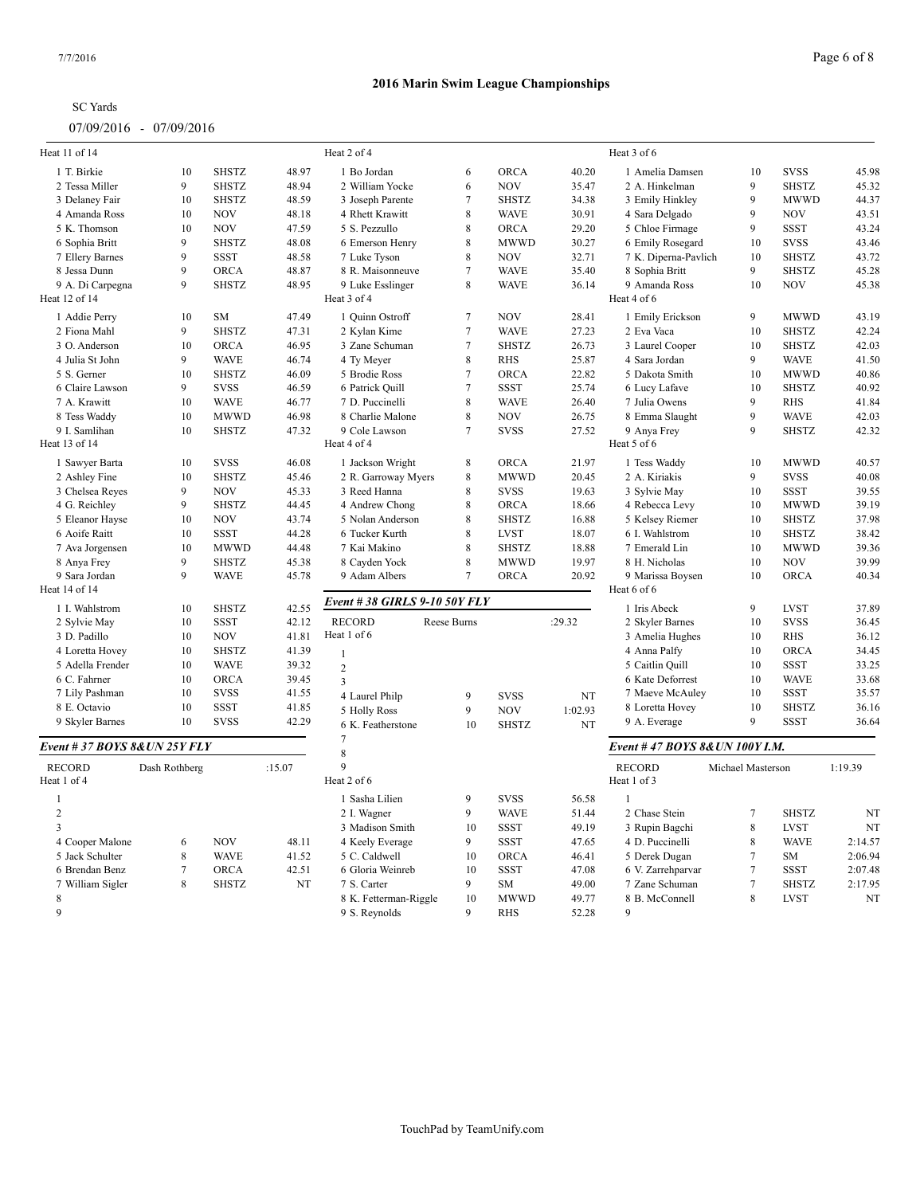## 2016 Marin Swim League Championships

SC Yards

07/09/2016 - 07/09/2016

Heat 11 of 14

| | Name | Age | Team | Time |
|---|---|---|---|---|
| 1 | T. Birkie | 10 | SHSTZ | 48.97 |
| 2 | Tessa Miller | 9 | SHSTZ | 48.94 |
| 3 | Delaney Fair | 10 | SHSTZ | 48.59 |
| 4 | Amanda Ross | 10 | NOV | 48.18 |
| 5 | K. Thomson | 10 | NOV | 47.59 |
| 6 | Sophia Britt | 9 | SHSTZ | 48.08 |
| 7 | Ellery Barnes | 9 | SSST | 48.58 |
| 8 | Jessa Dunn | 9 | ORCA | 48.87 |
| 9 | A. Di Carpegna | 9 | SHSTZ | 48.95 |

Heat 12 of 14

| | Name | Age | Team | Time |
|---|---|---|---|---|
| 1 | Addie Perry | 10 | SM | 47.49 |
| 2 | Fiona Mahl | 9 | SHSTZ | 47.31 |
| 3 | O. Anderson | 10 | ORCA | 46.95 |
| 4 | Julia St John | 9 | WAVE | 46.74 |
| 5 | S. Gerner | 10 | SHSTZ | 46.09 |
| 6 | Claire Lawson | 9 | SVSS | 46.59 |
| 7 | A. Krawitt | 10 | WAVE | 46.77 |
| 8 | Tess Waddy | 10 | MWWD | 46.98 |
| 9 | I. Samlihan | 10 | SHSTZ | 47.32 |

Heat 13 of 14

| | Name | Age | Team | Time |
|---|---|---|---|---|
| 1 | Sawyer Barta | 10 | SVSS | 46.08 |
| 2 | Ashley Fine | 10 | SHSTZ | 45.46 |
| 3 | Chelsea Reyes | 9 | NOV | 45.33 |
| 4 | G. Reichley | 9 | SHSTZ | 44.45 |
| 5 | Eleanor Hayse | 10 | NOV | 43.74 |
| 6 | Aoife Raitt | 10 | SSST | 44.28 |
| 7 | Ava Jorgensen | 10 | MWWD | 44.48 |
| 8 | Anya Frey | 9 | SHSTZ | 45.38 |
| 9 | Sara Jordan | 9 | WAVE | 45.78 |

Heat 14 of 14

| | Name | Age | Team | Time |
|---|---|---|---|---|
| 1 | I. Wahlstrom | 10 | SHSTZ | 42.55 |
| 2 | Sylvie May | 10 | SSST | 42.12 |
| 3 | D. Padillo | 10 | NOV | 41.81 |
| 4 | Loretta Hovey | 10 | SHSTZ | 41.39 |
| 5 | Adella Frender | 10 | WAVE | 39.32 |
| 6 | C. Fahrner | 10 | ORCA | 39.45 |
| 7 | Lily Pashman | 10 | SVSS | 41.55 |
| 8 | E. Octavio | 10 | SSST | 41.85 |
| 9 | Skyler Barnes | 10 | SVSS | 42.29 |

### *Event # 37 BOYS 8&UN 25Y FLY*

RECORD Dash Rothberg :15.07

Heat 1 of 4

| | Name | Age | Team | Time |
|---|---|---|---|---|
| 1 | | | | |
| 2 | | | | |
| 3 | | | | |
| 4 | Cooper Malone | 6 | NOV | 48.11 |
| 5 | Jack Schulter | 8 | WAVE | 41.52 |
| 6 | Brendan Benz | 7 | ORCA | 42.51 |
| 7 | William Sigler | 8 | SHSTZ | NT |
| 8 | | | | |
| 9 | | | | |

Heat 2 of 4

| | Name | Age | Team | Time |
|---|---|---|---|---|
| 1 | Bo Jordan | 6 | ORCA | 40.20 |
| 2 | William Yocke | 6 | NOV | 35.47 |
| 3 | Joseph Parente | 7 | SHSTZ | 34.38 |
| 4 | Rhett Krawitt | 8 | WAVE | 30.91 |
| 5 | S. Pezzullo | 8 | ORCA | 29.20 |
| 6 | Emerson Henry | 8 | MWWD | 30.27 |
| 7 | Luke Tyson | 8 | NOV | 32.71 |
| 8 | R. Maisonneuve | 7 | WAVE | 35.40 |
| 9 | Luke Esslinger | 8 | WAVE | 36.14 |

Heat 3 of 4

| | Name | Age | Team | Time |
|---|---|---|---|---|
| 1 | Quinn Ostroff | 7 | NOV | 28.41 |
| 2 | Kylan Kime | 7 | WAVE | 27.23 |
| 3 | Zane Schuman | 7 | SHSTZ | 26.73 |
| 4 | Ty Meyer | 8 | RHS | 25.87 |
| 5 | Brodie Ross | 7 | ORCA | 22.82 |
| 6 | Patrick Quill | 7 | SSST | 25.74 |
| 7 | D. Puccinelli | 8 | WAVE | 26.40 |
| 8 | Charlie Malone | 8 | NOV | 26.75 |
| 9 | Cole Lawson | 7 | SVSS | 27.52 |

Heat 4 of 4

| | Name | Age | Team | Time |
|---|---|---|---|---|
| 1 | Jackson Wright | 8 | ORCA | 21.97 |
| 2 | R. Garroway Myers | 8 | MWWD | 20.45 |
| 3 | Reed Hanna | 8 | SVSS | 19.63 |
| 4 | Andrew Chong | 8 | ORCA | 18.66 |
| 5 | Nolan Anderson | 8 | SHSTZ | 16.88 |
| 6 | Tucker Kurth | 8 | LVST | 18.07 |
| 7 | Kai Makino | 8 | SHSTZ | 18.88 |
| 8 | Cayden Yock | 8 | MWWD | 19.97 |
| 9 | Adam Albers | 7 | ORCA | 20.92 |

### *Event # 38 GIRLS 9-10 50Y FLY*

RECORD Reese Burns :29.32

Heat 1 of 6

| | Name | Age | Team | Time |
|---|---|---|---|---|
| 1 | | | | |
| 2 | | | | |
| 3 | | | | |
| 4 | Laurel Philp | 9 | SVSS | NT |
| 5 | Holly Ross | 9 | NOV | 1:02.93 |
| 6 | K. Featherstone | 10 | SHSTZ | NT |
| 7 | | | | |
| 8 | | | | |
| 9 | | | | |

Heat 2 of 6

| | Name | Age | Team | Time |
|---|---|---|---|---|
| 1 | Sasha Lilien | 9 | SVSS | 56.58 |
| 2 | I. Wagner | 9 | WAVE | 51.44 |
| 3 | Madison Smith | 10 | SSST | 49.19 |
| 4 | Keely Everage | 9 | SSST | 47.65 |
| 5 | C. Caldwell | 10 | ORCA | 46.41 |
| 6 | Gloria Weinreb | 10 | SSST | 47.08 |
| 7 | S. Carter | 9 | SM | 49.00 |
| 8 | K. Fetterman-Riggle | 10 | MWWD | 49.77 |
| 9 | S. Reynolds | 9 | RHS | 52.28 |

Heat 3 of 6

| | Name | Age | Team | Time |
|---|---|---|---|---|
| 1 | Amelia Damsen | 10 | SVSS | 45.98 |
| 2 | A. Hinkelman | 9 | SHSTZ | 45.32 |
| 3 | Emily Hinkley | 9 | MWWD | 44.37 |
| 4 | Sara Delgado | 9 | NOV | 43.51 |
| 5 | Chloe Firmage | 9 | SSST | 43.24 |
| 6 | Emily Rosegard | 10 | SVSS | 43.46 |
| 7 | K. Diperna-Pavlich | 10 | SHSTZ | 43.72 |
| 8 | Sophia Britt | 9 | SHSTZ | 45.28 |
| 9 | Amanda Ross | 10 | NOV | 45.38 |

Heat 4 of 6

| | Name | Age | Team | Time |
|---|---|---|---|---|
| 1 | Emily Erickson | 9 | MWWD | 43.19 |
| 2 | Eva Vaca | 10 | SHSTZ | 42.24 |
| 3 | Laurel Cooper | 10 | SHSTZ | 42.03 |
| 4 | Sara Jordan | 9 | WAVE | 41.50 |
| 5 | Dakota Smith | 10 | MWWD | 40.86 |
| 6 | Lucy Lafave | 10 | SHSTZ | 40.92 |
| 7 | Julia Owens | 9 | RHS | 41.84 |
| 8 | Emma Slaught | 9 | WAVE | 42.03 |
| 9 | Anya Frey | 9 | SHSTZ | 42.32 |

Heat 5 of 6

| | Name | Age | Team | Time |
|---|---|---|---|---|
| 1 | Tess Waddy | 10 | MWWD | 40.57 |
| 2 | A. Kiriakis | 9 | SVSS | 40.08 |
| 3 | Sylvie May | 10 | SSST | 39.55 |
| 4 | Rebecca Levy | 10 | MWWD | 39.19 |
| 5 | Kelsey Riemer | 10 | SHSTZ | 37.98 |
| 6 | I. Wahlstrom | 10 | SHSTZ | 38.42 |
| 7 | Emerald Lin | 10 | MWWD | 39.36 |
| 8 | H. Nicholas | 10 | NOV | 39.99 |
| 9 | Marissa Boysen | 10 | ORCA | 40.34 |

Heat 6 of 6

| | Name | Age | Team | Time |
|---|---|---|---|---|
| 1 | Iris Abeck | 9 | LVST | 37.89 |
| 2 | Skyler Barnes | 10 | SVSS | 36.45 |
| 3 | Amelia Hughes | 10 | RHS | 36.12 |
| 4 | Anna Palfy | 10 | ORCA | 34.45 |
| 5 | Caitlin Quill | 10 | SSST | 33.25 |
| 6 | Kate Deforrest | 10 | WAVE | 33.68 |
| 7 | Maeve McAuley | 10 | SSST | 35.57 |
| 8 | Loretta Hovey | 10 | SHSTZ | 36.16 |
| 9 | A. Everage | 9 | SSST | 36.64 |

### *Event # 47 BOYS 8&UN 100Y I.M.*

RECORD Michael Masterson 1:19.39

Heat 1 of 3

| | Name | Age | Team | Time |
|---|---|---|---|---|
| 1 | | | | |
| 2 | Chase Stein | 7 | SHSTZ | NT |
| 3 | Rupin Bagchi | 8 | LVST | NT |
| 4 | D. Puccinelli | 8 | WAVE | 2:14.57 |
| 5 | Derek Dugan | 7 | SM | 2:06.94 |
| 6 | V. Zarrehparvar | 7 | SSST | 2:07.48 |
| 7 | Zane Schuman | 7 | SHSTZ | 2:17.95 |
| 8 | B. McConnell | 8 | LVST | NT |
| 9 | | | | |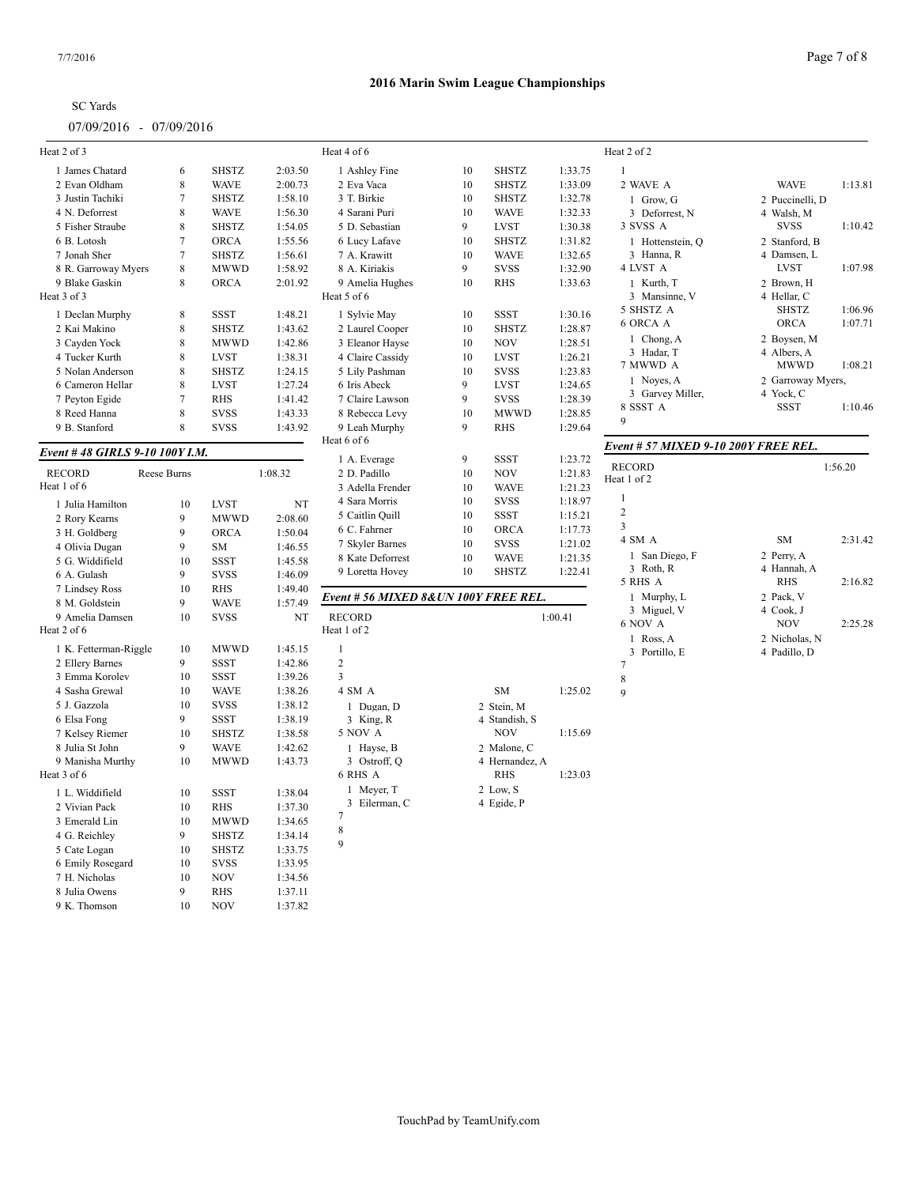## 2016 Marin Swim League Championships

SC Yards

07/09/2016 - 07/09/2016

Heat 2 of 3

| | Name | Age | Team | Time |
|---|---|---|---|---|
| 1 | James Chatard | 6 | SHSTZ | 2:03.50 |
| 2 | Evan Oldham | 8 | WAVE | 2:00.73 |
| 3 | Justin Tachiki | 7 | SHSTZ | 1:58.10 |
| 4 | N. Deforrest | 8 | WAVE | 1:56.30 |
| 5 | Fisher Straube | 8 | SHSTZ | 1:54.05 |
| 6 | B. Lotosh | 7 | ORCA | 1:55.56 |
| 7 | Jonah Sher | 7 | SHSTZ | 1:56.61 |
| 8 | R. Garroway Myers | 8 | MWWD | 1:58.92 |
| 9 | Blake Gaskin | 8 | ORCA | 2:01.92 |

Heat 3 of 3

| | Name | Age | Team | Time |
|---|---|---|---|---|
| 1 | Declan Murphy | 8 | SSST | 1:48.21 |
| 2 | Kai Makino | 8 | SHSTZ | 1:43.62 |
| 3 | Cayden Yock | 8 | MWWD | 1:42.86 |
| 4 | Tucker Kurth | 8 | LVST | 1:38.31 |
| 5 | Nolan Anderson | 8 | SHSTZ | 1:24.15 |
| 6 | Cameron Hellar | 8 | LVST | 1:27.24 |
| 7 | Peyton Egide | 7 | RHS | 1:41.42 |
| 8 | Reed Hanna | 8 | SVSS | 1:43.33 |
| 9 | B. Stanford | 8 | SVSS | 1:43.92 |

### *Event # 48 GIRLS 9-10 100Y I.M.*

RECORD Reese Burns 1:08.32

Heat 1 of 6

| | Name | Age | Team | Time |
|---|---|---|---|---|
| 1 | Julia Hamilton | 10 | LVST | NT |
| 2 | Rory Kearns | 9 | MWWD | 2:08.60 |
| 3 | H. Goldberg | 9 | ORCA | 1:50.04 |
| 4 | Olivia Dugan | 9 | SM | 1:46.55 |
| 5 | G. Widdifield | 10 | SSST | 1:45.58 |
| 6 | A. Gulash | 9 | SVSS | 1:46.09 |
| 7 | Lindsey Ross | 10 | RHS | 1:49.40 |
| 8 | M. Goldstein | 9 | WAVE | 1:57.49 |
| 9 | Amelia Damsen | 10 | SVSS | NT |

Heat 2 of 6

| | Name | Age | Team | Time |
|---|---|---|---|---|
| 1 | K. Fetterman-Riggle | 10 | MWWD | 1:45.15 |
| 2 | Ellery Barnes | 9 | SSST | 1:42.86 |
| 3 | Emma Korolev | 10 | SSST | 1:39.26 |
| 4 | Sasha Grewal | 10 | WAVE | 1:38.26 |
| 5 | J. Gazzola | 10 | SVSS | 1:38.12 |
| 6 | Elsa Fong | 9 | SSST | 1:38.19 |
| 7 | Kelsey Riemer | 10 | SHSTZ | 1:38.58 |
| 8 | Julia St John | 9 | WAVE | 1:42.62 |
| 9 | Manisha Murthy | 10 | MWWD | 1:43.73 |

Heat 3 of 6

| | Name | Age | Team | Time |
|---|---|---|---|---|
| 1 | L. Widdifield | 10 | SSST | 1:38.04 |
| 2 | Vivian Pack | 10 | RHS | 1:37.30 |
| 3 | Emerald Lin | 10 | MWWD | 1:34.65 |
| 4 | G. Reichley | 9 | SHSTZ | 1:34.14 |
| 5 | Cate Logan | 10 | SHSTZ | 1:33.75 |
| 6 | Emily Rosegard | 10 | SVSS | 1:33.95 |
| 7 | H. Nicholas | 10 | NOV | 1:34.56 |
| 8 | Julia Owens | 9 | RHS | 1:37.11 |
| 9 | K. Thomson | 10 | NOV | 1:37.82 |

Heat 4 of 6

| | Name | Age | Team | Time |
|---|---|---|---|---|
| 1 | Ashley Fine | 10 | SHSTZ | 1:33.75 |
| 2 | Eva Vaca | 10 | SHSTZ | 1:33.09 |
| 3 | T. Birkie | 10 | SHSTZ | 1:32.78 |
| 4 | Sarani Puri | 10 | WAVE | 1:32.33 |
| 5 | D. Sebastian | 9 | LVST | 1:30.38 |
| 6 | Lucy Lafave | 10 | SHSTZ | 1:31.82 |
| 7 | A. Krawitt | 10 | WAVE | 1:32.65 |
| 8 | A. Kiriakis | 9 | SVSS | 1:32.90 |
| 9 | Amelia Hughes | 10 | RHS | 1:33.63 |

Heat 5 of 6

| | Name | Age | Team | Time |
|---|---|---|---|---|
| 1 | Sylvie May | 10 | SSST | 1:30.16 |
| 2 | Laurel Cooper | 10 | SHSTZ | 1:28.87 |
| 3 | Eleanor Hayse | 10 | NOV | 1:28.51 |
| 4 | Claire Cassidy | 10 | LVST | 1:26.21 |
| 5 | Lily Pashman | 10 | SVSS | 1:23.83 |
| 6 | Iris Abeck | 9 | LVST | 1:24.65 |
| 7 | Claire Lawson | 9 | SVSS | 1:28.39 |
| 8 | Rebecca Levy | 10 | MWWD | 1:28.85 |
| 9 | Leah Murphy | 9 | RHS | 1:29.64 |

Heat 6 of 6

| | Name | Age | Team | Time |
|---|---|---|---|---|
| 1 | A. Everage | 9 | SSST | 1:23.72 |
| 2 | D. Padillo | 10 | NOV | 1:21.83 |
| 3 | Adella Frender | 10 | WAVE | 1:21.23 |
| 4 | Sara Morris | 10 | SVSS | 1:18.97 |
| 5 | Caitlin Quill | 10 | SSST | 1:15.21 |
| 6 | C. Fahrner | 10 | ORCA | 1:17.73 |
| 7 | Skyler Barnes | 10 | SVSS | 1:21.02 |
| 8 | Kate Deforrest | 10 | WAVE | 1:21.35 |
| 9 | Loretta Hovey | 10 | SHSTZ | 1:22.41 |

### *Event # 56 MIXED 8&UN 100Y FREE REL.*

RECORD 1:00.41

Heat 1 of 2

| Lane | Team | Team | Time |
|---|---|---|---|
| 1 | | | |
| 2 | | | |
| 3 | | | |
| 4 | SM A | SM | 1:25.02 |
| | 1 Dugan, D | 2 Stein, M | |
| | 3 King, R | 4 Standish, S | |
| 5 | NOV A | NOV | 1:15.69 |
| | 1 Hayse, B | 2 Malone, C | |
| | 3 Ostroff, Q | 4 Hernandez, A | |
| 6 | RHS A | RHS | 1:23.03 |
| | 1 Meyer, T | 2 Low, S | |
| | 3 Eilerman, C | 4 Egide, P | |
| 7 | | | |
| 8 | | | |
| 9 | | | |

Heat 2 of 2

| Lane | Team | Team | Time |
|---|---|---|---|
| 1 | | | |
| 2 | WAVE A | WAVE | 1:13.81 |
| | 1 Grow, G | 2 Puccinelli, D | |
| | 3 Deforrest, N | 4 Walsh, M | |
| 3 | SVSS A | SVSS | 1:10.42 |
| | 1 Hottenstein, Q | 2 Stanford, B | |
| | 3 Hanna, R | 4 Damsen, L | |
| 4 | LVST A | LVST | 1:07.98 |
| | 1 Kurth, T | 2 Brown, H | |
| | 3 Mansinne, V | 4 Hellar, C | |
| 5 | SHSTZ A | SHSTZ | 1:06.96 |
| 6 | ORCA A | ORCA | 1:07.71 |
| | 1 Chong, A | 2 Boysen, M | |
| | 3 Hadar, T | 4 Albers, A | |
| 7 | MWWD A | MWWD | 1:08.21 |
| | 1 Noyes, A | 2 Garroway Myers, | |
| | 3 Garvey Miller, | 4 Yock, C | |
| 8 | SSST A | SSST | 1:10.46 |
| 9 | | | |

### *Event # 57 MIXED 9-10 200Y FREE REL.*

RECORD 1:56.20

Heat 1 of 2

| Lane | Team | Team | Time |
|---|---|---|---|
| 1 | | | |
| 2 | | | |
| 3 | | | |
| 4 | SM A | SM | 2:31.42 |
| | 1 San Diego, F | 2 Perry, A | |
| | 3 Roth, R | 4 Hannah, A | |
| 5 | RHS A | RHS | 2:16.82 |
| | 1 Murphy, L | 2 Pack, V | |
| | 3 Miguel, V | 4 Cook, J | |
| 6 | NOV A | NOV | 2:25.28 |
| | 1 Ross, A | 2 Nicholas, N | |
| | 3 Portillo, E | 4 Padillo, D | |
| 7 | | | |
| 8 | | | |
| 9 | | | |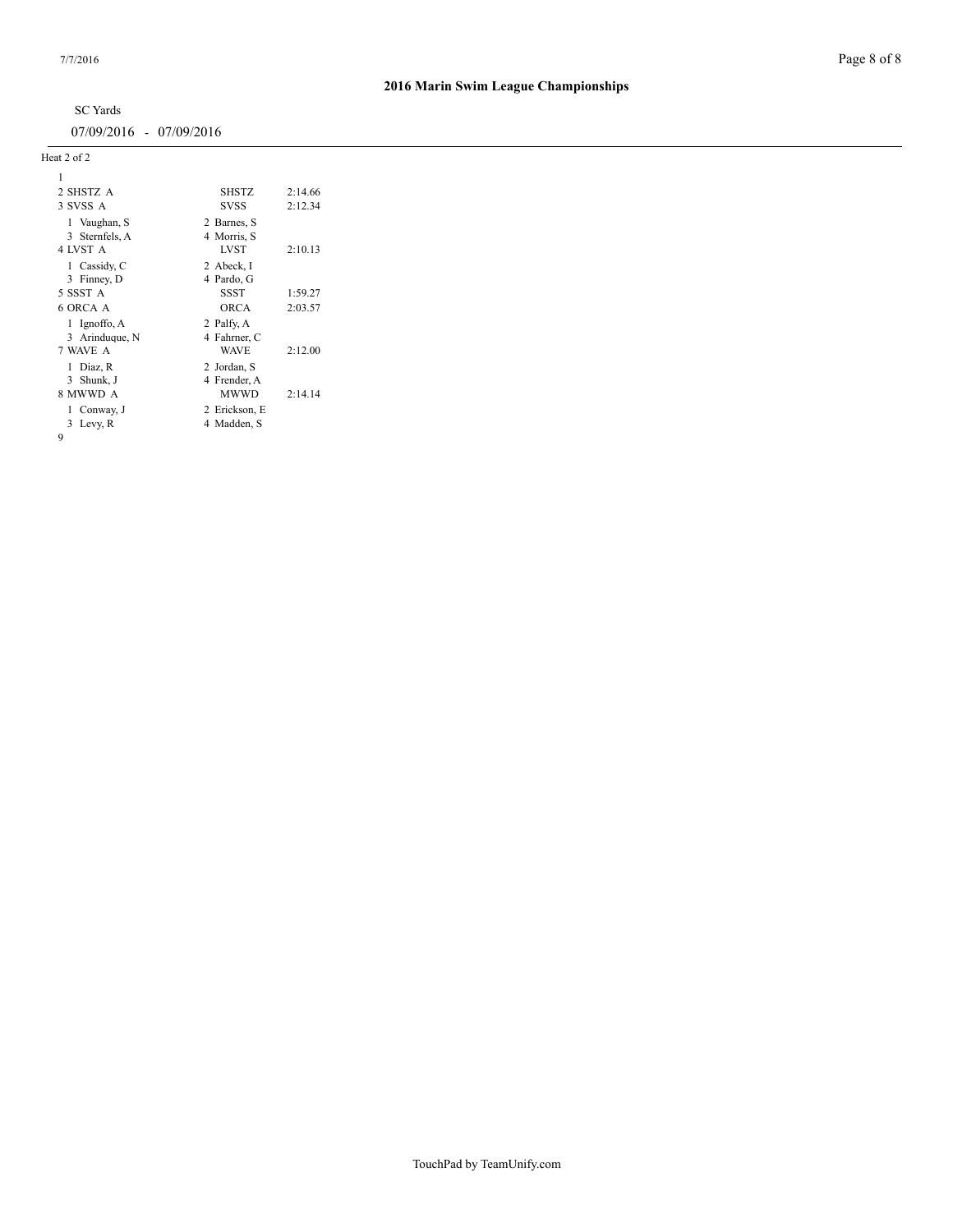## 2016 Marin Swim League Championships

SC Yards

07/09/2016 - 07/09/2016

Heat 2 of 2

| | | |
|---|---|---|
| 1 | | |
| 2 SHSTZ A | SHSTZ | 2:14.66 |
| 3 SVSS A | SVSS | 2:12.34 |
| 1 Vaughan, S | 2 Barnes, S | |
| 3 Sternfels, A | 4 Morris, S | |
| 4 LVST A | LVST | 2:10.13 |
| 1 Cassidy, C | 2 Abeck, I | |
| 3 Finney, D | 4 Pardo, G | |
| 5 SSST A | SSST | 1:59.27 |
| 6 ORCA A | ORCA | 2:03.57 |
| 1 Ignoffo, A | 2 Palfy, A | |
| 3 Arinduque, N | 4 Fahrner, C | |
| 7 WAVE A | WAVE | 2:12.00 |
| 1 Diaz, R | 2 Jordan, S | |
| 3 Shunk, J | 4 Frender, A | |
| 8 MWWD A | MWWD | 2:14.14 |
| 1 Conway, J | 2 Erickson, E | |
| 3 Levy, R | 4 Madden, S | |
| 9 | | |